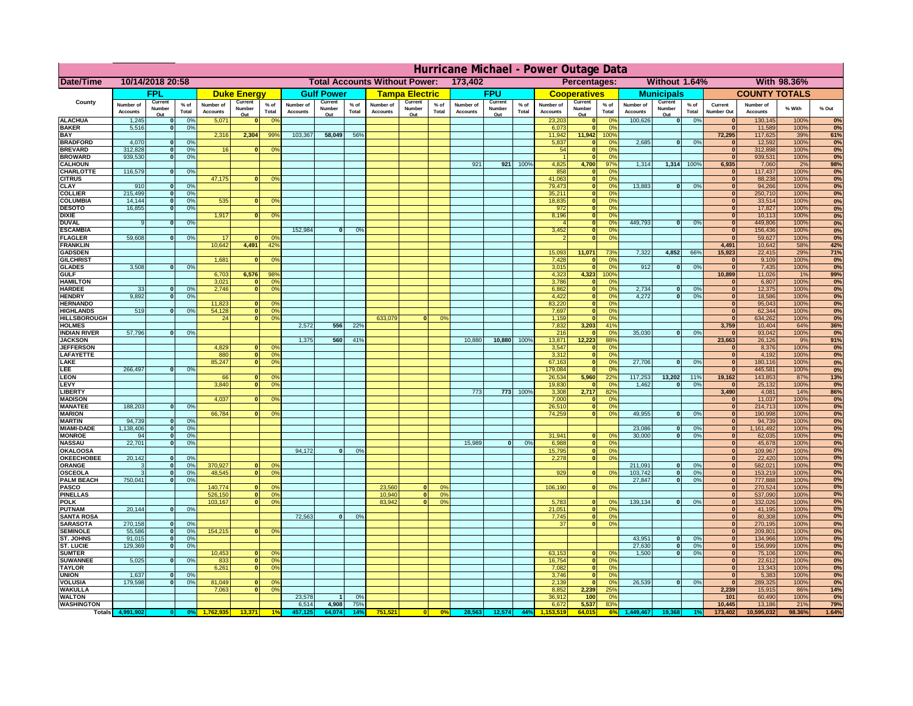# Hurricane Michael - Power Outage Data

| Date/Time | 10/14/2018 20:58 | | | | | | Total Accounts Without Power: | | | 173,402 | | | | | | Percentages: | | | Without 1.64% | | | With 98.36% | | | |
|---|---|---|---|---|---|---|---|---|---|---|---|---|---|---|---|---|---|---|---|---|---|---|---|---|---|
| County | FPL | | | Duke Energy | | | Gulf Power | | | Tampa Electric | | | FPU | | | Cooperatives | | | Municipals | | | COUNTY TOTALS | | | |
| | Number of Accounts | Current Number Out | % of Total | Number of Accounts | Current Number Out | % of Total | Number of Accounts | Current Number Out | % of Total | Number of Accounts | Current Number Out | % of Total | Number of Accounts | Current Number Out | % of Total | Number of Accounts | Current Number Out | % of Total | Number of Accounts | Current Number Out | % of Total | Current Number Out | Number of Accounts | % With | % Out |
| ALACHUA | 1,245 | 0 | 0% | 5,071 | 0 | 0% | | | | | | | | | | 23,203 | 0 | 0% | 100,626 | 0 | 0% | 0 | 130,145 | 100% | 0% |
| BAKER | 5,516 | 0 | 0% | | | | | | | | | | | | | 6,073 | 0 | 0% | | | | 0 | 11,589 | 100% | 0% |
| BAY | | | | 2,316 | 2,304 | 99% | 103,367 | 58,049 | 56% | | | | | | | 11,942 | 11,942 | 100% | | | | 72,295 | 117,625 | 39% | 61% |
| BRADFORD | 4,070 | 0 | 0% | | | | | | | | | | | | | 5,837 | 0 | 0% | 2,685 | 0 | 0% | 0 | 12,592 | 100% | 0% |
| BREVARD | 312,828 | 0 | 0% | 16 | 0 | 0% | | | | | | | | | | 54 | 0 | 0% | | | | 0 | 312,898 | 100% | 0% |
| BROWARD | 939,530 | 0 | 0% | | | | | | | | | | | | | 1 | 0 | 0% | | | | 0 | 939,531 | 100% | 0% |
| CALHOUN | | | | | | | | | | | | | 921 | 921 | 100% | 4,825 | 4,700 | 97% | 1,314 | 1,314 | 100% | 6,935 | 7,060 | 2% | 98% |
| CHARLOTTE | 116,579 | 0 | 0% | | | | | | | | | | | | | 858 | 0 | 0% | | | | 0 | 117,437 | 100% | 0% |
| CITRUS | | | | 47,175 | 0 | 0% | | | | | | | | | | 41,063 | 0 | 0% | | | | 0 | 88,238 | 100% | 0% |
| CLAY | 910 | 0 | 0% | | | | | | | | | | | | | 79,473 | 0 | 0% | 13,883 | 0 | 0% | 0 | 94,266 | 100% | 0% |
| COLLIER | 215,499 | 0 | 0% | | | | | | | | | | | | | 35,211 | 0 | 0% | | | | 0 | 250,710 | 100% | 0% |
| COLUMBIA | 14,144 | 0 | 0% | 535 | 0 | 0% | | | | | | | | | | 18,835 | 0 | 0% | | | | 0 | 33,514 | 100% | 0% |
| DESOTO | 16,855 | 0 | 0% | | | | | | | | | | | | | 972 | 0 | 0% | | | | 0 | 17,827 | 100% | 0% |
| DIXIE | | | | 1,917 | 0 | 0% | | | | | | | | | | 8,196 | 0 | 0% | | | | 0 | 10,113 | 100% | 0% |
| DUVAL | 9 | 0 | 0% | | | | | | | | | | | | | 4 | 0 | 0% | 449,793 | 0 | 0% | 0 | 449,806 | 100% | 0% |
| ESCAMBIA | | | | | | | 152,984 | 0 | 0% | | | | | | | 3,452 | 0 | 0% | | | | 0 | 156,436 | 100% | 0% |
| FLAGLER | 59,608 | 0 | 0% | 17 | 0 | 0% | | | | | | | | | | 2 | 0 | 0% | | | | 0 | 59,627 | 100% | 0% |
| FRANKLIN | | | | 10,642 | 4,491 | 42% | | | | | | | | | | | | | | | | 4,491 | 10,642 | 58% | 42% |
| GADSDEN | | | | | | | | | | | | | | | | 15,093 | 11,071 | 73% | 7,322 | 4,852 | 66% | 15,923 | 22,415 | 29% | 71% |
| GILCHRIST | | | | 1,681 | 0 | 0% | | | | | | | | | | 7,428 | 0 | 0% | | | | 0 | 9,109 | 100% | 0% |
| GLADES | 3,508 | 0 | 0% | | | | | | | | | | | | | 3,015 | 0 | 0% | 912 | 0 | 0% | 0 | 7,435 | 100% | 0% |
| GULF | | | | 6,703 | 6,576 | 98% | | | | | | | | | | 4,323 | 4,323 | 100% | | | | 10,899 | 11,026 | 1% | 99% |
| HAMILTON | | | | 3,021 | 0 | 0% | | | | | | | | | | 3,786 | 0 | 0% | | | | 0 | 6,807 | 100% | 0% |
| HARDEE | 33 | 0 | 0% | 2,746 | 0 | 0% | | | | | | | | | | 6,862 | 0 | 0% | 2,734 | 0 | 0% | 0 | 12,375 | 100% | 0% |
| HENDRY | 9,892 | 0 | 0% | | | | | | | | | | | | | 4,422 | 0 | 0% | 4,272 | 0 | 0% | 0 | 18,586 | 100% | 0% |
| HERNANDO | | | | 11,823 | 0 | 0% | | | | | | | | | | 83,220 | 0 | 0% | | | | 0 | 95,043 | 100% | 0% |
| HIGHLANDS | 519 | 0 | 0% | 54,128 | 0 | 0% | | | | | | | | | | 7,697 | 0 | 0% | | | | 0 | 62,344 | 100% | 0% |
| HILLSBOROUGH | | | | 24 | 0 | 0% | | | | 633,079 | 0 | 0% | | | | 1,159 | 0 | 0% | | | | 0 | 634,262 | 100% | 0% |
| HOLMES | | | | | | | 2,572 | 556 | 22% | | | | | | | 7,832 | 3,203 | 41% | | | | 3,759 | 10,404 | 64% | 36% |
| INDIAN RIVER | 57,796 | 0 | 0% | | | | | | | | | | | | | 216 | 0 | 0% | 35,030 | 0 | 0% | 0 | 93,042 | 100% | 0% |
| JACKSON | | | | | | | 1,375 | 560 | 41% | | | | 10,880 | 10,880 | 100% | 13,871 | 12,223 | 88% | | | | 23,663 | 26,126 | 9% | 91% |
| JEFFERSON | | | | 4,829 | 0 | 0% | | | | | | | | | | 3,547 | 0 | 0% | | | | 0 | 8,376 | 100% | 0% |
| LAFAYETTE | | | | 880 | 0 | 0% | | | | | | | | | | 3,312 | 0 | 0% | | | | 0 | 4,192 | 100% | 0% |
| LAKE | | | | 85,247 | 0 | 0% | | | | | | | | | | 67,163 | 0 | 0% | 27,706 | 0 | 0% | 0 | 180,116 | 100% | 0% |
| LEE | 266,497 | 0 | 0% | | | | | | | | | | | | | 179,084 | 0 | 0% | | | | 0 | 445,581 | 100% | 0% |
| LEON | | | | 66 | 0 | 0% | | | | | | | | | | 26,534 | 5,960 | 22% | 117,253 | 13,202 | 11% | 19,162 | 143,853 | 87% | 13% |
| LEVY | | | | 3,840 | 0 | 0% | | | | | | | | | | 19,830 | 0 | 0% | 1,462 | 0 | 0% | 0 | 25,132 | 100% | 0% |
| LIBERTY | | | | | | | | | | | | | 773 | 773 | 100% | 3,308 | 2,717 | 82% | | | | 3,490 | 4,081 | 14% | 86% |
| MADISON | | | | 4,037 | 0 | 0% | | | | | | | | | | 7,000 | 0 | 0% | | | | 0 | 11,037 | 100% | 0% |
| MANATEE | 188,203 | 0 | 0% | | | | | | | | | | | | | 26,510 | 0 | 0% | | | | 0 | 214,713 | 100% | 0% |
| MARION | | | | 66,784 | 0 | 0% | | | | | | | | | | 74,259 | 0 | 0% | 49,955 | 0 | 0% | 0 | 190,998 | 100% | 0% |
| MARTIN | 94,739 | 0 | 0% | | | | | | | | | | | | | | | | | | | 0 | 94,739 | 100% | 0% |
| MIAMI-DADE | 1,138,406 | 0 | 0% | | | | | | | | | | | | | | | | 23,086 | 0 | 0% | 0 | 1,161,492 | 100% | 0% |
| MONROE | 94 | 0 | 0% | | | | | | | | | | | | | 31,941 | 0 | 0% | 30,000 | 0 | 0% | 0 | 62,035 | 100% | 0% |
| NASSAU | 22,701 | 0 | 0% | | | | | | | | | | 15,989 | 0 | 0% | 6,988 | 0 | 0% | | | | 0 | 45,678 | 100% | 0% |
| OKALOOSA | | | | | | | 94,172 | 0 | 0% | | | | | | | 15,795 | 0 | 0% | | | | 0 | 109,967 | 100% | 0% |
| OKEECHOBEE | 20,142 | 0 | 0% | | | | | | | | | | | | | 2,278 | 0 | 0% | | | | 0 | 22,420 | 100% | 0% |
| ORANGE | 3 | 0 | 0% | 370,927 | 0 | 0% | | | | | | | | | | | | | 211,091 | 0 | 0% | 0 | 582,021 | 100% | 0% |
| OSCEOLA | 3 | 0 | 0% | 48,545 | 0 | 0% | | | | | | | | | | 929 | 0 | 0% | 103,742 | 0 | 0% | 0 | 153,219 | 100% | 0% |
| PALM BEACH | 750,041 | 0 | 0% | | | | | | | | | | | | | | | | 27,847 | 0 | 0% | 0 | 777,888 | 100% | 0% |
| PASCO | | | | 140,774 | 0 | 0% | | | | 23,560 | 0 | 0% | | | | 106,190 | 0 | 0% | | | | 0 | 270,524 | 100% | 0% |
| PINELLAS | | | | 526,150 | 0 | 0% | | | | 10,940 | 0 | 0% | | | | | | | | | | 0 | 537,090 | 100% | 0% |
| POLK | | | | 103,167 | 0 | 0% | | | | 83,942 | 0 | 0% | | | | 5,783 | 0 | 0% | 139,134 | 0 | 0% | 0 | 332,026 | 100% | 0% |
| PUTNAM | 20,144 | 0 | 0% | | | | | | | | | | | | | 21,051 | 0 | 0% | | | | 0 | 41,195 | 100% | 0% |
| SANTA ROSA | | | | | | | 72,563 | 0 | 0% | | | | | | | 7,745 | 0 | 0% | | | | 0 | 80,308 | 100% | 0% |
| SARASOTA | 270,158 | 0 | 0% | | | | | | | | | | | | | 37 | 0 | 0% | | | | 0 | 270,195 | 100% | 0% |
| SEMINOLE | 55,586 | 0 | 0% | 154,215 | 0 | 0% | | | | | | | | | | | | | | | | 0 | 209,801 | 100% | 0% |
| ST. JOHNS | 91,015 | 0 | 0% | | | | | | | | | | | | | | | | 43,951 | 0 | 0% | 0 | 134,966 | 100% | 0% |
| ST. LUCIE | 129,369 | 0 | 0% | | | | | | | | | | | | | | | | 27,630 | 0 | 0% | 0 | 156,999 | 100% | 0% |
| SUMTER | | | | 10,453 | 0 | 0% | | | | | | | | | | 63,153 | 0 | 0% | 1,500 | 0 | 0% | 0 | 75,106 | 100% | 0% |
| SUWANNEE | 5,025 | 0 | 0% | 833 | 0 | 0% | | | | | | | | | | 16,754 | 0 | 0% | | | | 0 | 22,612 | 100% | 0% |
| TAYLOR | | | | 6,261 | 0 | 0% | | | | | | | | | | 7,082 | 0 | 0% | | | | 0 | 13,343 | 100% | 0% |
| UNION | 1,637 | 0 | 0% | | | | | | | | | | | | | 3,746 | 0 | 0% | | | | 0 | 5,383 | 100% | 0% |
| VOLUSIA | 179,598 | 0 | 0% | 81,049 | 0 | 0% | | | | | | | | | | 2,139 | 0 | 0% | 26,539 | 0 | 0% | 0 | 289,325 | 100% | 0% |
| WAKULLA | | | | 7,063 | 0 | 0% | | | | | | | | | | 8,852 | 2,239 | 25% | | | | 2,239 | 15,915 | 86% | 14% |
| WALTON | | | | | | | 23,578 | 1 | 0% | | | | | | | 36,912 | 100 | 0% | | | | 101 | 60,490 | 100% | 0% |
| WASHINGTON | | | | | | | 6,514 | 4,908 | 75% | | | | | | | 6,672 | 5,537 | 83% | | | | 10,445 | 13,186 | 21% | 79% |
| Totals | 4,991,902 | 0 | 0% | 1,762,935 | 13,371 | 1% | 457,125 | 64,074 | 14% | 751,521 | 0 | 0% | 28,563 | 12,574 | 44% | 1,153,519 | 64,015 | 6% | 1,449,467 | 19,368 | 1% | 173,402 | 10,595,032 | 98.36% | 1.64% |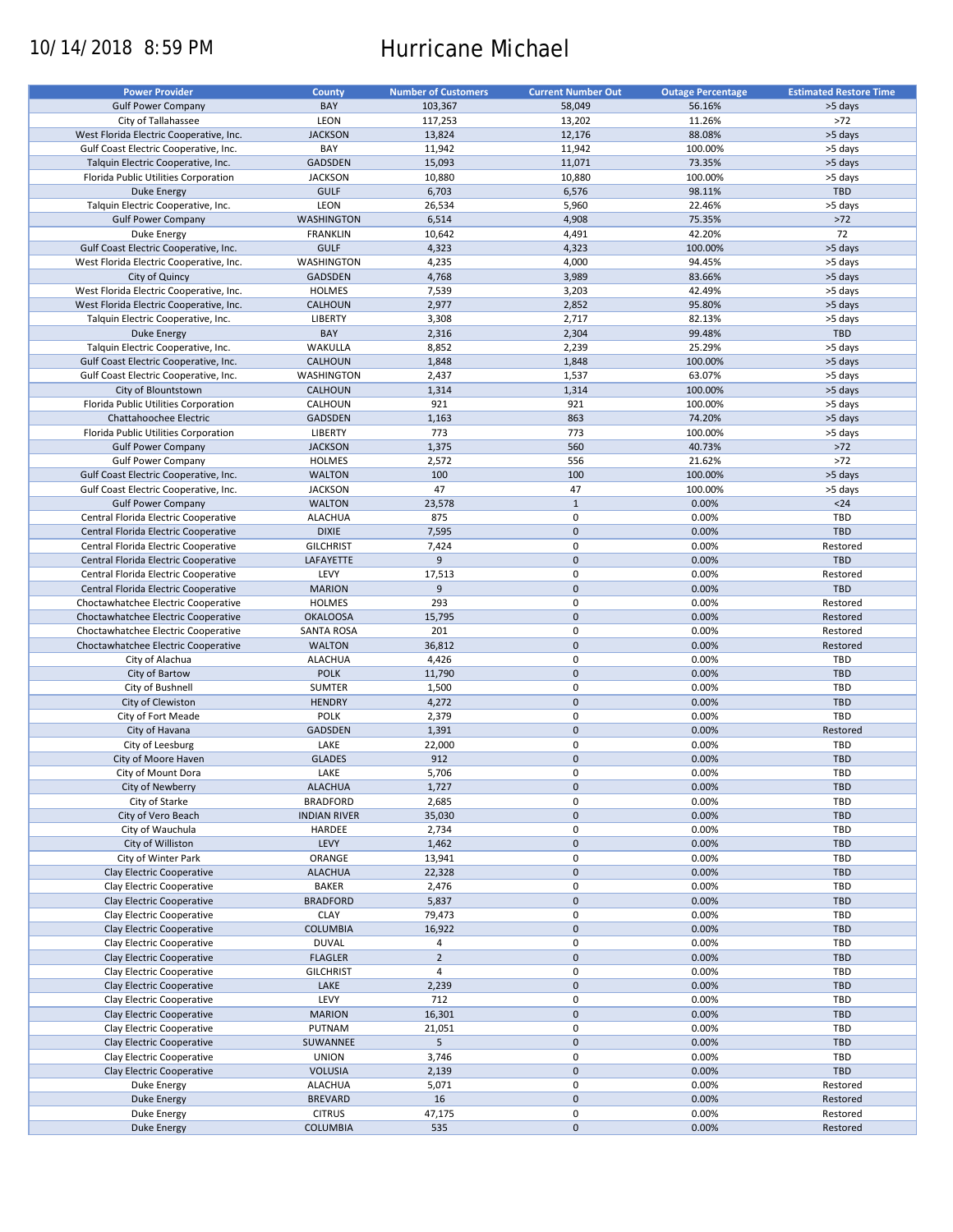10/14/2018 8:59 PM

# Hurricane Michael

| Power Provider | County | Number of Customers | Current Number Out | Outage Percentage | Estimated Restore Time |
|---|---|---|---|---|---|
| Gulf Power Company | BAY | 103,367 | 58,049 | 56.16% | >5 days |
| City of Tallahassee | LEON | 117,253 | 13,202 | 11.26% | >72 |
| West Florida Electric Cooperative, Inc. | JACKSON | 13,824 | 12,176 | 88.08% | >5 days |
| Gulf Coast Electric Cooperative, Inc. | BAY | 11,942 | 11,942 | 100.00% | >5 days |
| Talquin Electric Cooperative, Inc. | GADSDEN | 15,093 | 11,071 | 73.35% | >5 days |
| Florida Public Utilities Corporation | JACKSON | 10,880 | 10,880 | 100.00% | >5 days |
| Duke Energy | GULF | 6,703 | 6,576 | 98.11% | TBD |
| Talquin Electric Cooperative, Inc. | LEON | 26,534 | 5,960 | 22.46% | >5 days |
| Gulf Power Company | WASHINGTON | 6,514 | 4,908 | 75.35% | >72 |
| Duke Energy | FRANKLIN | 10,642 | 4,491 | 42.20% | 72 |
| Gulf Coast Electric Cooperative, Inc. | GULF | 4,323 | 4,323 | 100.00% | >5 days |
| West Florida Electric Cooperative, Inc. | WASHINGTON | 4,235 | 4,000 | 94.45% | >5 days |
| City of Quincy | GADSDEN | 4,768 | 3,989 | 83.66% | >5 days |
| West Florida Electric Cooperative, Inc. | HOLMES | 7,539 | 3,203 | 42.49% | >5 days |
| West Florida Electric Cooperative, Inc. | CALHOUN | 2,977 | 2,852 | 95.80% | >5 days |
| Talquin Electric Cooperative, Inc. | LIBERTY | 3,308 | 2,717 | 82.13% | >5 days |
| Duke Energy | BAY | 2,316 | 2,304 | 99.48% | TBD |
| Talquin Electric Cooperative, Inc. | WAKULLA | 8,852 | 2,239 | 25.29% | >5 days |
| Gulf Coast Electric Cooperative, Inc. | CALHOUN | 1,848 | 1,848 | 100.00% | >5 days |
| Gulf Coast Electric Cooperative, Inc. | WASHINGTON | 2,437 | 1,537 | 63.07% | >5 days |
| City of Blountstown | CALHOUN | 1,314 | 1,314 | 100.00% | >5 days |
| Florida Public Utilities Corporation | CALHOUN | 921 | 921 | 100.00% | >5 days |
| Chattahoochee Electric | GADSDEN | 1,163 | 863 | 74.20% | >5 days |
| Florida Public Utilities Corporation | LIBERTY | 773 | 773 | 100.00% | >5 days |
| Gulf Power Company | JACKSON | 1,375 | 560 | 40.73% | >72 |
| Gulf Power Company | HOLMES | 2,572 | 556 | 21.62% | >72 |
| Gulf Coast Electric Cooperative, Inc. | WALTON | 100 | 100 | 100.00% | >5 days |
| Gulf Coast Electric Cooperative, Inc. | JACKSON | 47 | 47 | 100.00% | >5 days |
| Gulf Power Company | WALTON | 23,578 | 1 | 0.00% | <24 |
| Central Florida Electric Cooperative | ALACHUA | 875 | 0 | 0.00% | TBD |
| Central Florida Electric Cooperative | DIXIE | 7,595 | 0 | 0.00% | TBD |
| Central Florida Electric Cooperative | GILCHRIST | 7,424 | 0 | 0.00% | Restored |
| Central Florida Electric Cooperative | LAFAYETTE | 9 | 0 | 0.00% | TBD |
| Central Florida Electric Cooperative | LEVY | 17,513 | 0 | 0.00% | Restored |
| Central Florida Electric Cooperative | MARION | 9 | 0 | 0.00% | TBD |
| Choctawhatchee Electric Cooperative | HOLMES | 293 | 0 | 0.00% | Restored |
| Choctawhatchee Electric Cooperative | OKALOOSA | 15,795 | 0 | 0.00% | Restored |
| Choctawhatchee Electric Cooperative | SANTA ROSA | 201 | 0 | 0.00% | Restored |
| Choctawhatchee Electric Cooperative | WALTON | 36,812 | 0 | 0.00% | Restored |
| City of Alachua | ALACHUA | 4,426 | 0 | 0.00% | TBD |
| City of Bartow | POLK | 11,790 | 0 | 0.00% | TBD |
| City of Bushnell | SUMTER | 1,500 | 0 | 0.00% | TBD |
| City of Clewiston | HENDRY | 4,272 | 0 | 0.00% | TBD |
| City of Fort Meade | POLK | 2,379 | 0 | 0.00% | TBD |
| City of Havana | GADSDEN | 1,391 | 0 | 0.00% | Restored |
| City of Leesburg | LAKE | 22,000 | 0 | 0.00% | TBD |
| City of Moore Haven | GLADES | 912 | 0 | 0.00% | TBD |
| City of Mount Dora | LAKE | 5,706 | 0 | 0.00% | TBD |
| City of Newberry | ALACHUA | 1,727 | 0 | 0.00% | TBD |
| City of Starke | BRADFORD | 2,685 | 0 | 0.00% | TBD |
| City of Vero Beach | INDIAN RIVER | 35,030 | 0 | 0.00% | TBD |
| City of Wauchula | HARDEE | 2,734 | 0 | 0.00% | TBD |
| City of Williston | LEVY | 1,462 | 0 | 0.00% | TBD |
| City of Winter Park | ORANGE | 13,941 | 0 | 0.00% | TBD |
| Clay Electric Cooperative | ALACHUA | 22,328 | 0 | 0.00% | TBD |
| Clay Electric Cooperative | BAKER | 2,476 | 0 | 0.00% | TBD |
| Clay Electric Cooperative | BRADFORD | 5,837 | 0 | 0.00% | TBD |
| Clay Electric Cooperative | CLAY | 79,473 | 0 | 0.00% | TBD |
| Clay Electric Cooperative | COLUMBIA | 16,922 | 0 | 0.00% | TBD |
| Clay Electric Cooperative | DUVAL | 4 | 0 | 0.00% | TBD |
| Clay Electric Cooperative | FLAGLER | 2 | 0 | 0.00% | TBD |
| Clay Electric Cooperative | GILCHRIST | 4 | 0 | 0.00% | TBD |
| Clay Electric Cooperative | LAKE | 2,239 | 0 | 0.00% | TBD |
| Clay Electric Cooperative | LEVY | 712 | 0 | 0.00% | TBD |
| Clay Electric Cooperative | MARION | 16,301 | 0 | 0.00% | TBD |
| Clay Electric Cooperative | PUTNAM | 21,051 | 0 | 0.00% | TBD |
| Clay Electric Cooperative | SUWANNEE | 5 | 0 | 0.00% | TBD |
| Clay Electric Cooperative | UNION | 3,746 | 0 | 0.00% | TBD |
| Clay Electric Cooperative | VOLUSIA | 2,139 | 0 | 0.00% | TBD |
| Duke Energy | ALACHUA | 5,071 | 0 | 0.00% | Restored |
| Duke Energy | BREVARD | 16 | 0 | 0.00% | Restored |
| Duke Energy | CITRUS | 47,175 | 0 | 0.00% | Restored |
| Duke Energy | COLUMBIA | 535 | 0 | 0.00% | Restored |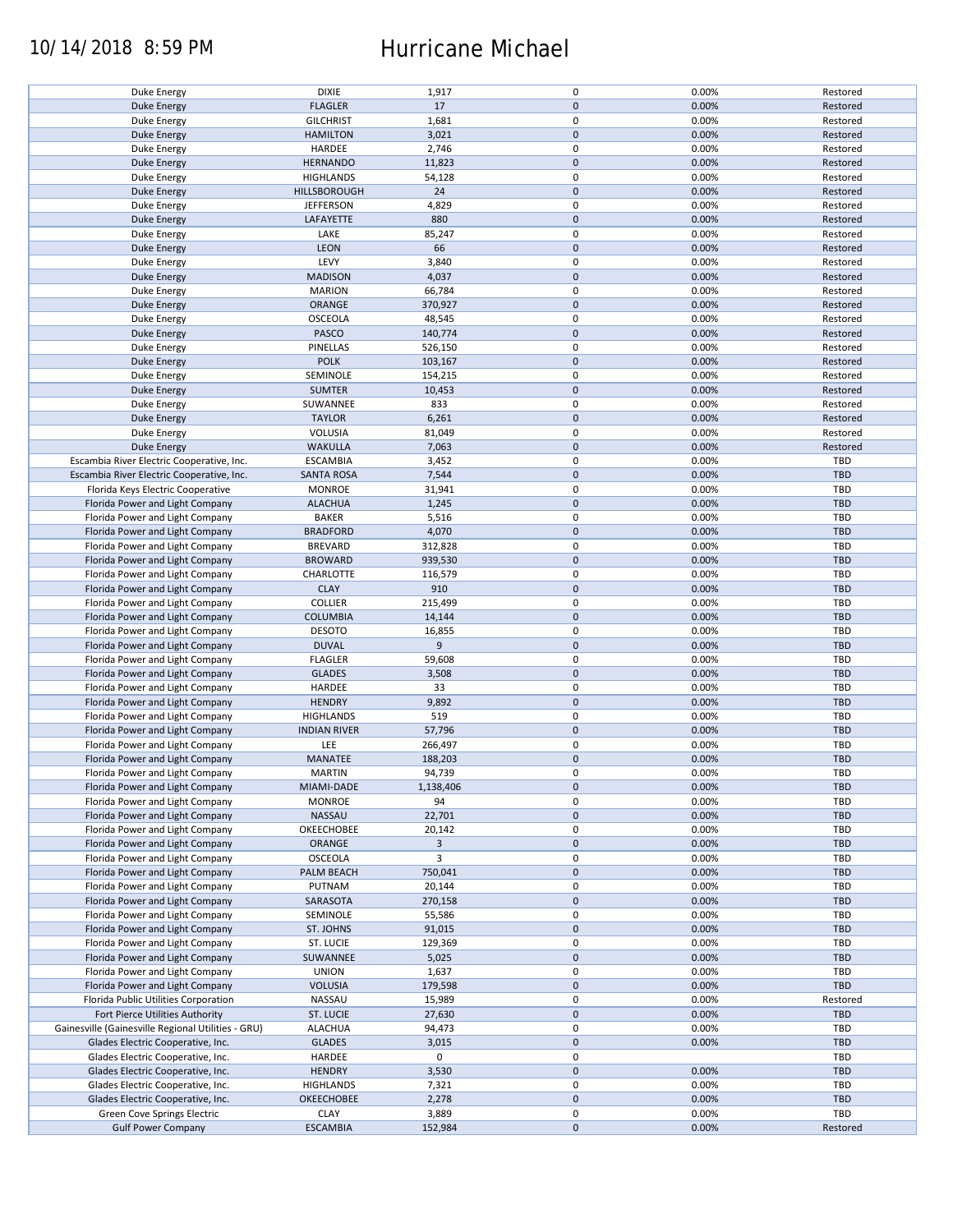| | | | | | |
|---|---|---|---|---|---|
| Duke Energy | DIXIE | 1,917 | 0 | 0.00% | Restored |
| Duke Energy | FLAGLER | 17 | 0 | 0.00% | Restored |
| Duke Energy | GILCHRIST | 1,681 | 0 | 0.00% | Restored |
| Duke Energy | HAMILTON | 3,021 | 0 | 0.00% | Restored |
| Duke Energy | HARDEE | 2,746 | 0 | 0.00% | Restored |
| Duke Energy | HERNANDO | 11,823 | 0 | 0.00% | Restored |
| Duke Energy | HIGHLANDS | 54,128 | 0 | 0.00% | Restored |
| Duke Energy | HILLSBOROUGH | 24 | 0 | 0.00% | Restored |
| Duke Energy | JEFFERSON | 4,829 | 0 | 0.00% | Restored |
| Duke Energy | LAFAYETTE | 880 | 0 | 0.00% | Restored |
| Duke Energy | LAKE | 85,247 | 0 | 0.00% | Restored |
| Duke Energy | LEON | 66 | 0 | 0.00% | Restored |
| Duke Energy | LEVY | 3,840 | 0 | 0.00% | Restored |
| Duke Energy | MADISON | 4,037 | 0 | 0.00% | Restored |
| Duke Energy | MARION | 66,784 | 0 | 0.00% | Restored |
| Duke Energy | ORANGE | 370,927 | 0 | 0.00% | Restored |
| Duke Energy | OSCEOLA | 48,545 | 0 | 0.00% | Restored |
| Duke Energy | PASCO | 140,774 | 0 | 0.00% | Restored |
| Duke Energy | PINELLAS | 526,150 | 0 | 0.00% | Restored |
| Duke Energy | POLK | 103,167 | 0 | 0.00% | Restored |
| Duke Energy | SEMINOLE | 154,215 | 0 | 0.00% | Restored |
| Duke Energy | SUMTER | 10,453 | 0 | 0.00% | Restored |
| Duke Energy | SUWANNEE | 833 | 0 | 0.00% | Restored |
| Duke Energy | TAYLOR | 6,261 | 0 | 0.00% | Restored |
| Duke Energy | VOLUSIA | 81,049 | 0 | 0.00% | Restored |
| Duke Energy | WAKULLA | 7,063 | 0 | 0.00% | Restored |
| Escambia River Electric Cooperative, Inc. | ESCAMBIA | 3,452 | 0 | 0.00% | TBD |
| Escambia River Electric Cooperative, Inc. | SANTA ROSA | 7,544 | 0 | 0.00% | TBD |
| Florida Keys Electric Cooperative | MONROE | 31,941 | 0 | 0.00% | TBD |
| Florida Power and Light Company | ALACHUA | 1,245 | 0 | 0.00% | TBD |
| Florida Power and Light Company | BAKER | 5,516 | 0 | 0.00% | TBD |
| Florida Power and Light Company | BRADFORD | 4,070 | 0 | 0.00% | TBD |
| Florida Power and Light Company | BREVARD | 312,828 | 0 | 0.00% | TBD |
| Florida Power and Light Company | BROWARD | 939,530 | 0 | 0.00% | TBD |
| Florida Power and Light Company | CHARLOTTE | 116,579 | 0 | 0.00% | TBD |
| Florida Power and Light Company | CLAY | 910 | 0 | 0.00% | TBD |
| Florida Power and Light Company | COLLIER | 215,499 | 0 | 0.00% | TBD |
| Florida Power and Light Company | COLUMBIA | 14,144 | 0 | 0.00% | TBD |
| Florida Power and Light Company | DESOTO | 16,855 | 0 | 0.00% | TBD |
| Florida Power and Light Company | DUVAL | 9 | 0 | 0.00% | TBD |
| Florida Power and Light Company | FLAGLER | 59,608 | 0 | 0.00% | TBD |
| Florida Power and Light Company | GLADES | 3,508 | 0 | 0.00% | TBD |
| Florida Power and Light Company | HARDEE | 33 | 0 | 0.00% | TBD |
| Florida Power and Light Company | HENDRY | 9,892 | 0 | 0.00% | TBD |
| Florida Power and Light Company | HIGHLANDS | 519 | 0 | 0.00% | TBD |
| Florida Power and Light Company | INDIAN RIVER | 57,796 | 0 | 0.00% | TBD |
| Florida Power and Light Company | LEE | 266,497 | 0 | 0.00% | TBD |
| Florida Power and Light Company | MANATEE | 188,203 | 0 | 0.00% | TBD |
| Florida Power and Light Company | MARTIN | 94,739 | 0 | 0.00% | TBD |
| Florida Power and Light Company | MIAMI-DADE | 1,138,406 | 0 | 0.00% | TBD |
| Florida Power and Light Company | MONROE | 94 | 0 | 0.00% | TBD |
| Florida Power and Light Company | NASSAU | 22,701 | 0 | 0.00% | TBD |
| Florida Power and Light Company | OKEECHOBEE | 20,142 | 0 | 0.00% | TBD |
| Florida Power and Light Company | ORANGE | 3 | 0 | 0.00% | TBD |
| Florida Power and Light Company | OSCEOLA | 3 | 0 | 0.00% | TBD |
| Florida Power and Light Company | PALM BEACH | 750,041 | 0 | 0.00% | TBD |
| Florida Power and Light Company | PUTNAM | 20,144 | 0 | 0.00% | TBD |
| Florida Power and Light Company | SARASOTA | 270,158 | 0 | 0.00% | TBD |
| Florida Power and Light Company | SEMINOLE | 55,586 | 0 | 0.00% | TBD |
| Florida Power and Light Company | ST. JOHNS | 91,015 | 0 | 0.00% | TBD |
| Florida Power and Light Company | ST. LUCIE | 129,369 | 0 | 0.00% | TBD |
| Florida Power and Light Company | SUWANNEE | 5,025 | 0 | 0.00% | TBD |
| Florida Power and Light Company | UNION | 1,637 | 0 | 0.00% | TBD |
| Florida Power and Light Company | VOLUSIA | 179,598 | 0 | 0.00% | TBD |
| Florida Public Utilities Corporation | NASSAU | 15,989 | 0 | 0.00% | Restored |
| Fort Pierce Utilities Authority | ST. LUCIE | 27,630 | 0 | 0.00% | TBD |
| Gainesville (Gainesville Regional Utilities - GRU) | ALACHUA | 94,473 | 0 | 0.00% | TBD |
| Glades Electric Cooperative, Inc. | GLADES | 3,015 | 0 | 0.00% | TBD |
| Glades Electric Cooperative, Inc. | HARDEE | 0 | 0 | | TBD |
| Glades Electric Cooperative, Inc. | HENDRY | 3,530 | 0 | 0.00% | TBD |
| Glades Electric Cooperative, Inc. | HIGHLANDS | 7,321 | 0 | 0.00% | TBD |
| Glades Electric Cooperative, Inc. | OKEECHOBEE | 2,278 | 0 | 0.00% | TBD |
| Green Cove Springs Electric | CLAY | 3,889 | 0 | 0.00% | TBD |
| Gulf Power Company | ESCAMBIA | 152,984 | 0 | 0.00% | Restored |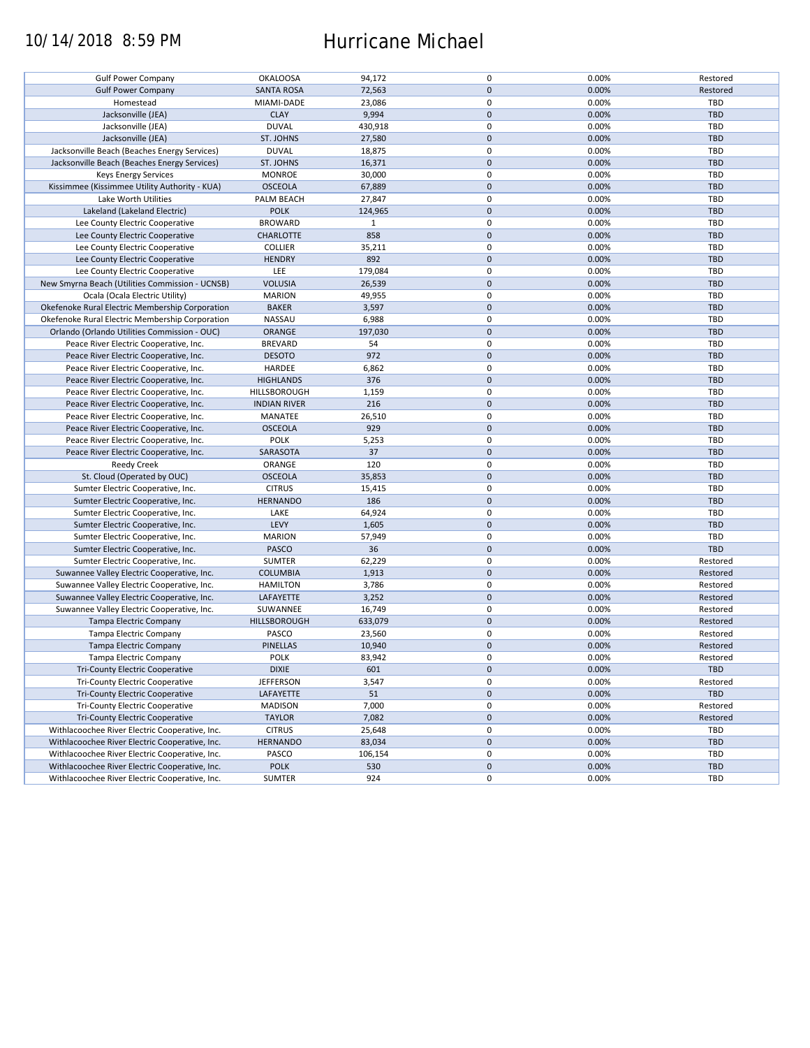10/14/2018 8:59 PM

# Hurricane Michael

| | | | | | |
|---|---|---|---|---|---|
| Gulf Power Company | OKALOOSA | 94,172 | 0 | 0.00% | Restored |
| Gulf Power Company | SANTA ROSA | 72,563 | 0 | 0.00% | Restored |
| Homestead | MIAMI-DADE | 23,086 | 0 | 0.00% | TBD |
| Jacksonville (JEA) | CLAY | 9,994 | 0 | 0.00% | TBD |
| Jacksonville (JEA) | DUVAL | 430,918 | 0 | 0.00% | TBD |
| Jacksonville (JEA) | ST. JOHNS | 27,580 | 0 | 0.00% | TBD |
| Jacksonville Beach (Beaches Energy Services) | DUVAL | 18,875 | 0 | 0.00% | TBD |
| Jacksonville Beach (Beaches Energy Services) | ST. JOHNS | 16,371 | 0 | 0.00% | TBD |
| Keys Energy Services | MONROE | 30,000 | 0 | 0.00% | TBD |
| Kissimmee (Kissimmee Utility Authority - KUA) | OSCEOLA | 67,889 | 0 | 0.00% | TBD |
| Lake Worth Utilities | PALM BEACH | 27,847 | 0 | 0.00% | TBD |
| Lakeland (Lakeland Electric) | POLK | 124,965 | 0 | 0.00% | TBD |
| Lee County Electric Cooperative | BROWARD | 1 | 0 | 0.00% | TBD |
| Lee County Electric Cooperative | CHARLOTTE | 858 | 0 | 0.00% | TBD |
| Lee County Electric Cooperative | COLLIER | 35,211 | 0 | 0.00% | TBD |
| Lee County Electric Cooperative | HENDRY | 892 | 0 | 0.00% | TBD |
| Lee County Electric Cooperative | LEE | 179,084 | 0 | 0.00% | TBD |
| New Smyrna Beach (Utilities Commission - UCNSB) | VOLUSIA | 26,539 | 0 | 0.00% | TBD |
| Ocala (Ocala Electric Utility) | MARION | 49,955 | 0 | 0.00% | TBD |
| Okefenoke Rural Electric Membership Corporation | BAKER | 3,597 | 0 | 0.00% | TBD |
| Okefenoke Rural Electric Membership Corporation | NASSAU | 6,988 | 0 | 0.00% | TBD |
| Orlando (Orlando Utilities Commission - OUC) | ORANGE | 197,030 | 0 | 0.00% | TBD |
| Peace River Electric Cooperative, Inc. | BREVARD | 54 | 0 | 0.00% | TBD |
| Peace River Electric Cooperative, Inc. | DESOTO | 972 | 0 | 0.00% | TBD |
| Peace River Electric Cooperative, Inc. | HARDEE | 6,862 | 0 | 0.00% | TBD |
| Peace River Electric Cooperative, Inc. | HIGHLANDS | 376 | 0 | 0.00% | TBD |
| Peace River Electric Cooperative, Inc. | HILLSBOROUGH | 1,159 | 0 | 0.00% | TBD |
| Peace River Electric Cooperative, Inc. | INDIAN RIVER | 216 | 0 | 0.00% | TBD |
| Peace River Electric Cooperative, Inc. | MANATEE | 26,510 | 0 | 0.00% | TBD |
| Peace River Electric Cooperative, Inc. | OSCEOLA | 929 | 0 | 0.00% | TBD |
| Peace River Electric Cooperative, Inc. | POLK | 5,253 | 0 | 0.00% | TBD |
| Peace River Electric Cooperative, Inc. | SARASOTA | 37 | 0 | 0.00% | TBD |
| Reedy Creek | ORANGE | 120 | 0 | 0.00% | TBD |
| St. Cloud (Operated by OUC) | OSCEOLA | 35,853 | 0 | 0.00% | TBD |
| Sumter Electric Cooperative, Inc. | CITRUS | 15,415 | 0 | 0.00% | TBD |
| Sumter Electric Cooperative, Inc. | HERNANDO | 186 | 0 | 0.00% | TBD |
| Sumter Electric Cooperative, Inc. | LAKE | 64,924 | 0 | 0.00% | TBD |
| Sumter Electric Cooperative, Inc. | LEVY | 1,605 | 0 | 0.00% | TBD |
| Sumter Electric Cooperative, Inc. | MARION | 57,949 | 0 | 0.00% | TBD |
| Sumter Electric Cooperative, Inc. | PASCO | 36 | 0 | 0.00% | TBD |
| Sumter Electric Cooperative, Inc. | SUMTER | 62,229 | 0 | 0.00% | Restored |
| Suwannee Valley Electric Cooperative, Inc. | COLUMBIA | 1,913 | 0 | 0.00% | Restored |
| Suwannee Valley Electric Cooperative, Inc. | HAMILTON | 3,786 | 0 | 0.00% | Restored |
| Suwannee Valley Electric Cooperative, Inc. | LAFAYETTE | 3,252 | 0 | 0.00% | Restored |
| Suwannee Valley Electric Cooperative, Inc. | SUWANNEE | 16,749 | 0 | 0.00% | Restored |
| Tampa Electric Company | HILLSBOROUGH | 633,079 | 0 | 0.00% | Restored |
| Tampa Electric Company | PASCO | 23,560 | 0 | 0.00% | Restored |
| Tampa Electric Company | PINELLAS | 10,940 | 0 | 0.00% | Restored |
| Tampa Electric Company | POLK | 83,942 | 0 | 0.00% | Restored |
| Tri-County Electric Cooperative | DIXIE | 601 | 0 | 0.00% | TBD |
| Tri-County Electric Cooperative | JEFFERSON | 3,547 | 0 | 0.00% | Restored |
| Tri-County Electric Cooperative | LAFAYETTE | 51 | 0 | 0.00% | TBD |
| Tri-County Electric Cooperative | MADISON | 7,000 | 0 | 0.00% | Restored |
| Tri-County Electric Cooperative | TAYLOR | 7,082 | 0 | 0.00% | Restored |
| Withlacoochee River Electric Cooperative, Inc. | CITRUS | 25,648 | 0 | 0.00% | TBD |
| Withlacoochee River Electric Cooperative, Inc. | HERNANDO | 83,034 | 0 | 0.00% | TBD |
| Withlacoochee River Electric Cooperative, Inc. | PASCO | 106,154 | 0 | 0.00% | TBD |
| Withlacoochee River Electric Cooperative, Inc. | POLK | 530 | 0 | 0.00% | TBD |
| Withlacoochee River Electric Cooperative, Inc. | SUMTER | 924 | 0 | 0.00% | TBD |